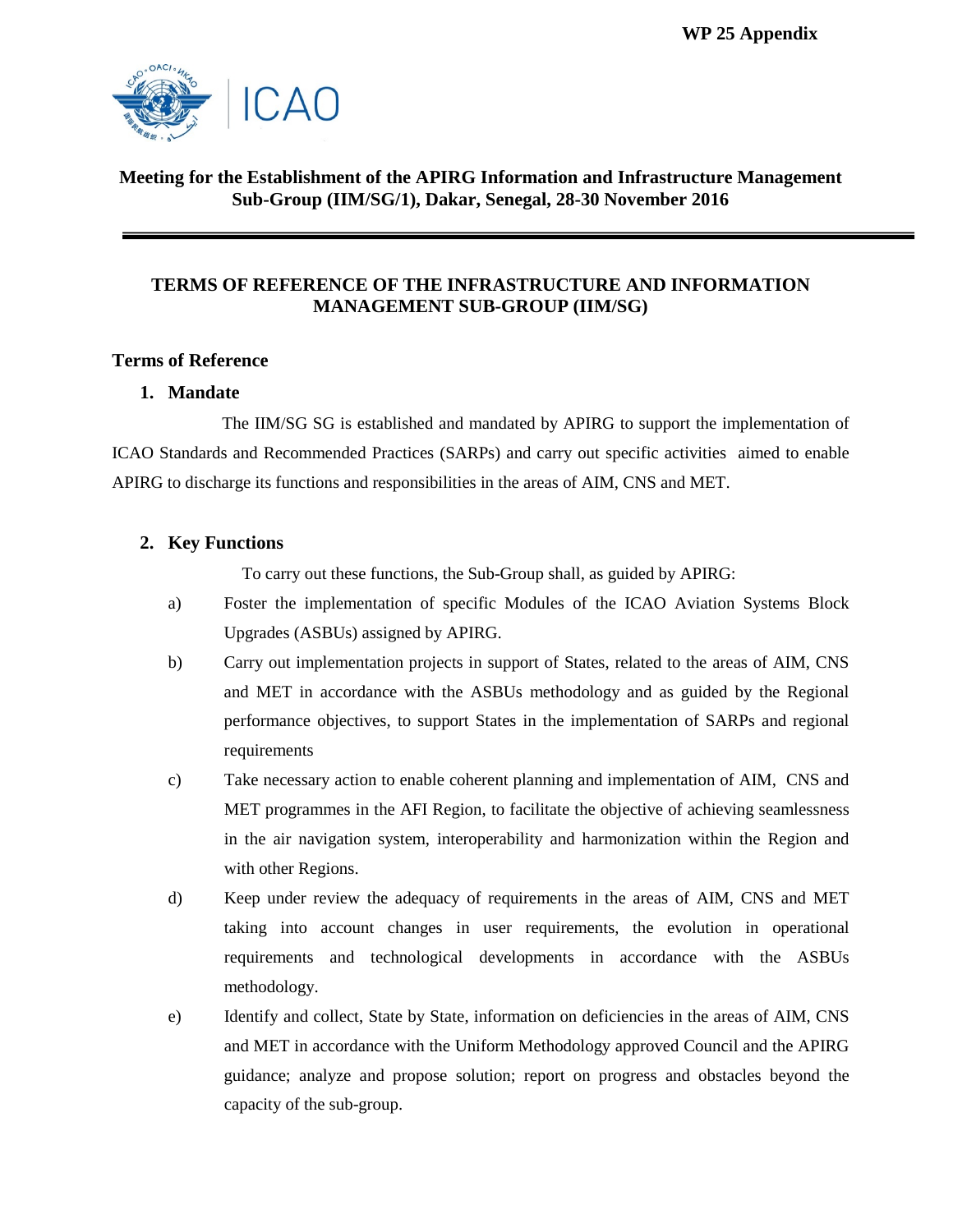WP 25 Appendix

**Meeting for the Establishment of the APIRG Information and Infrastructure Management Sub-Group (IIM/SG/1), Dakar, Senegal, 28-30 November 2016**

---

## TERMS OF REFERENCE OF THE INFRASTRUCTURE AND INFORMATION MANAGEMENT SUB-GROUP (IIM/SG)

### Terms of Reference

#### 1. Mandate

The IIM/SG SG is established and mandated by APIRG to support the implementation of ICAO Standards and Recommended Practices (SARPs) and carry out specific activities aimed to enable APIRG to discharge its functions and responsibilities in the areas of AIM, CNS and MET.

#### 2. Key Functions

To carry out these functions, the Sub-Group shall, as guided by APIRG:

a) Foster the implementation of specific Modules of the ICAO Aviation Systems Block Upgrades (ASBUs) assigned by APIRG.

b) Carry out implementation projects in support of States, related to the areas of AIM, CNS and MET in accordance with the ASBUs methodology and as guided by the Regional performance objectives, to support States in the implementation of SARPs and regional requirements

c) Take necessary action to enable coherent planning and implementation of AIM, CNS and MET programmes in the AFI Region, to facilitate the objective of achieving seamlessness in the air navigation system, interoperability and harmonization within the Region and with other Regions.

d) Keep under review the adequacy of requirements in the areas of AIM, CNS and MET taking into account changes in user requirements, the evolution in operational requirements and technological developments in accordance with the ASBUs methodology.

e) Identify and collect, State by State, information on deficiencies in the areas of AIM, CNS and MET in accordance with the Uniform Methodology approved Council and the APIRG guidance; analyze and propose solution; report on progress and obstacles beyond the capacity of the sub-group.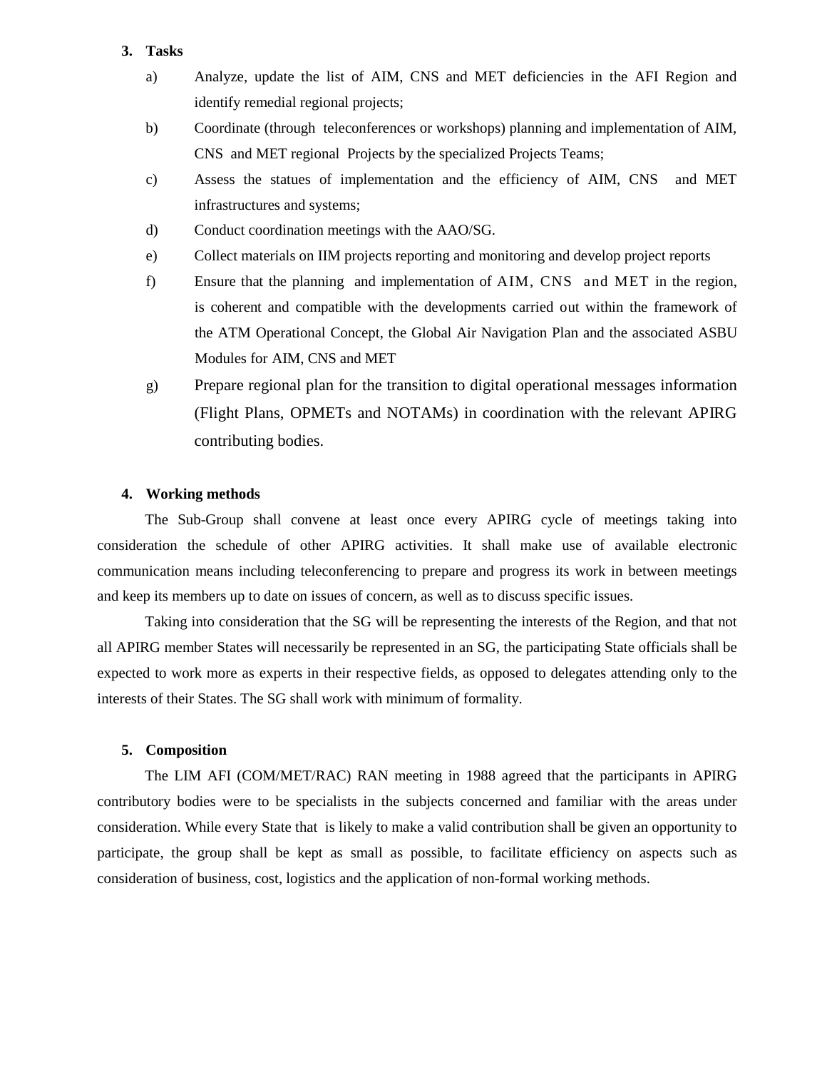**3. Tasks**

a) Analyze, update the list of AIM, CNS and MET deficiencies in the AFI Region and identify remedial regional projects;

b) Coordinate (through teleconferences or workshops) planning and implementation of AIM, CNS and MET regional Projects by the specialized Projects Teams;

c) Assess the statues of implementation and the efficiency of AIM, CNS and MET infrastructures and systems;

d) Conduct coordination meetings with the AAO/SG.

e) Collect materials on IIM projects reporting and monitoring and develop project reports

f) Ensure that the planning and implementation of AIM, CNS and MET in the region, is coherent and compatible with the developments carried out within the framework of the ATM Operational Concept, the Global Air Navigation Plan and the associated ASBU Modules for AIM, CNS and MET

g) Prepare regional plan for the transition to digital operational messages information (Flight Plans, OPMETs and NOTAMs) in coordination with the relevant APIRG contributing bodies.

**4. Working methods**

The Sub-Group shall convene at least once every APIRG cycle of meetings taking into consideration the schedule of other APIRG activities. It shall make use of available electronic communication means including teleconferencing to prepare and progress its work in between meetings and keep its members up to date on issues of concern, as well as to discuss specific issues.

Taking into consideration that the SG will be representing the interests of the Region, and that not all APIRG member States will necessarily be represented in an SG, the participating State officials shall be expected to work more as experts in their respective fields, as opposed to delegates attending only to the interests of their States. The SG shall work with minimum of formality.

**5. Composition**

The LIM AFI (COM/MET/RAC) RAN meeting in 1988 agreed that the participants in APIRG contributory bodies were to be specialists in the subjects concerned and familiar with the areas under consideration. While every State that is likely to make a valid contribution shall be given an opportunity to participate, the group shall be kept as small as possible, to facilitate efficiency on aspects such as consideration of business, cost, logistics and the application of non-formal working methods.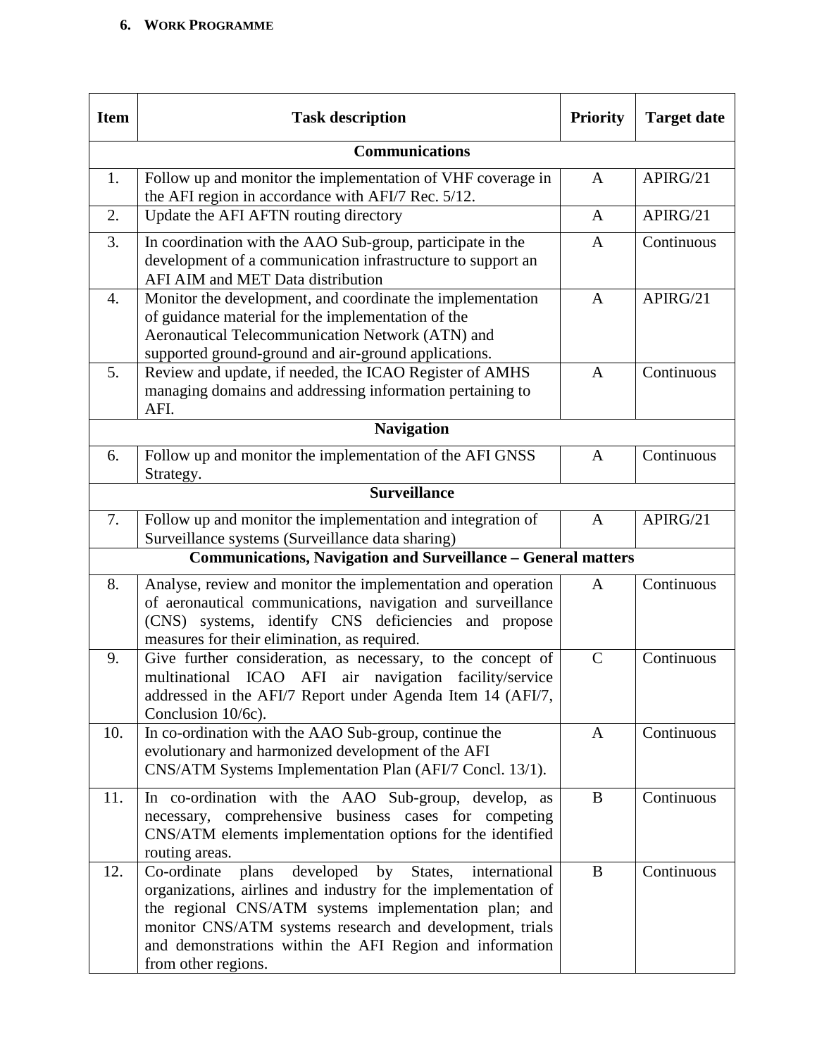**6. WORK PROGRAMME**

| Item | Task description | Priority | Target date |
|---|---|---|---|
| **Communications** | | | |
| 1. | Follow up and monitor the implementation of VHF coverage in the AFI region in accordance with AFI/7 Rec. 5/12. | A | APIRG/21 |
| 2. | Update the AFI AFTN routing directory | A | APIRG/21 |
| 3. | In coordination with the AAO Sub-group, participate in the development of a communication infrastructure to support an AFI AIM and MET Data distribution | A | Continuous |
| 4. | Monitor the development, and coordinate the implementation of guidance material for the implementation of the Aeronautical Telecommunication Network (ATN) and supported ground-ground and air-ground applications. | A | APIRG/21 |
| 5. | Review and update, if needed, the ICAO Register of AMHS managing domains and addressing information pertaining to AFI. | A | Continuous |
| **Navigation** | | | |
| 6. | Follow up and monitor the implementation of the AFI GNSS Strategy. | A | Continuous |
| **Surveillance** | | | |
| 7. | Follow up and monitor the implementation and integration of Surveillance systems (Surveillance data sharing) | A | APIRG/21 |
| **Communications, Navigation and Surveillance – General matters** | | | |
| 8. | Analyse, review and monitor the implementation and operation of aeronautical communications, navigation and surveillance (CNS) systems, identify CNS deficiencies and propose measures for their elimination, as required. | A | Continuous |
| 9. | Give further consideration, as necessary, to the concept of multinational ICAO AFI air navigation facility/service addressed in the AFI/7 Report under Agenda Item 14 (AFI/7, Conclusion 10/6c). | C | Continuous |
| 10. | In co-ordination with the AAO Sub-group, continue the evolutionary and harmonized development of the AFI CNS/ATM Systems Implementation Plan (AFI/7 Concl. 13/1). | A | Continuous |
| 11. | In co-ordination with the AAO Sub-group, develop, as necessary, comprehensive business cases for competing CNS/ATM elements implementation options for the identified routing areas. | B | Continuous |
| 12. | Co-ordinate plans developed by States, international organizations, airlines and industry for the implementation of the regional CNS/ATM systems implementation plan; and monitor CNS/ATM systems research and development, trials and demonstrations within the AFI Region and information from other regions. | B | Continuous |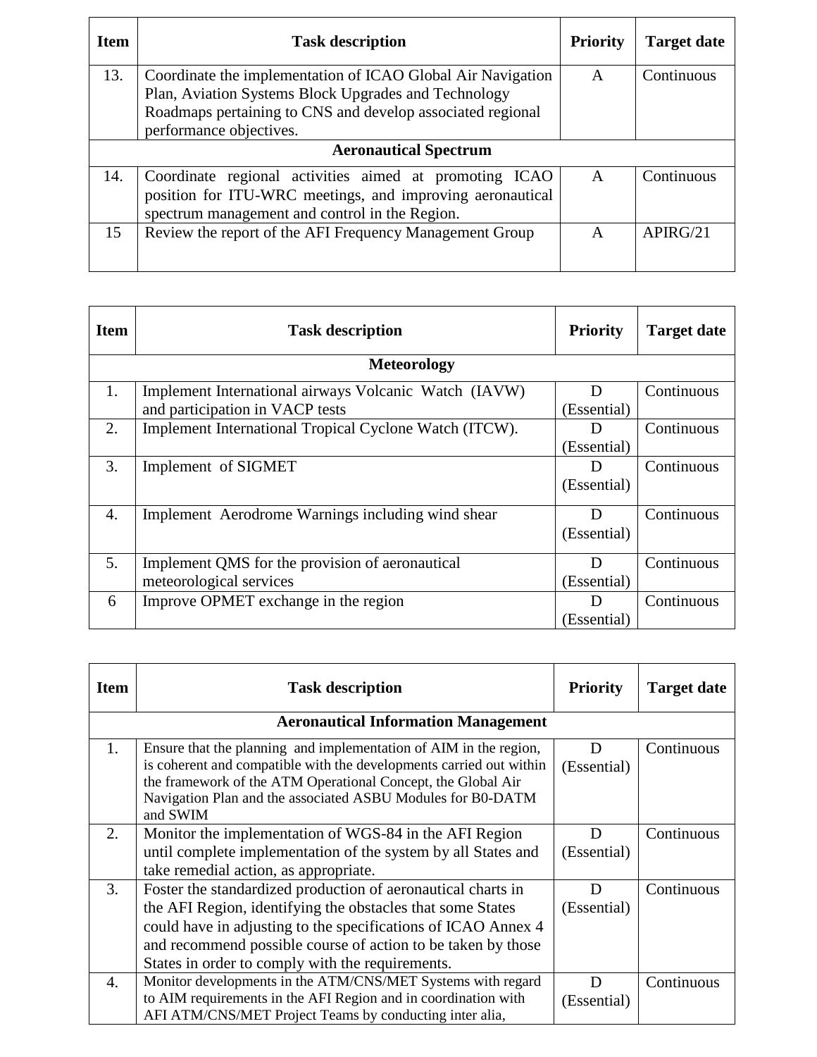| Item | Task description | Priority | Target date |
|---|---|---|---|
| 13. | Coordinate the implementation of ICAO Global Air Navigation Plan, Aviation Systems Block Upgrades and Technology Roadmaps pertaining to CNS and develop associated regional performance objectives. | A | Continuous |
| | **Aeronautical Spectrum** | | |
| 14. | Coordinate regional activities aimed at promoting ICAO position for ITU-WRC meetings, and improving aeronautical spectrum management and control in the Region. | A | Continuous |
| 15 | Review the report of the AFI Frequency Management Group | A | APIRG/21 |

| Item | Task description | Priority | Target date |
|---|---|---|---|
| | **Meteorology** | | |
| 1. | Implement International airways Volcanic Watch (IAVW) and participation in VACP tests | D (Essential) | Continuous |
| 2. | Implement International Tropical Cyclone Watch (ITCW). | D (Essential) | Continuous |
| 3. | Implement of SIGMET | D (Essential) | Continuous |
| 4. | Implement Aerodrome Warnings including wind shear | D (Essential) | Continuous |
| 5. | Implement QMS for the provision of aeronautical meteorological services | D (Essential) | Continuous |
| 6 | Improve OPMET exchange in the region | D (Essential) | Continuous |

| Item | Task description | Priority | Target date |
|---|---|---|---|
| | **Aeronautical Information Management** | | |
| 1. | Ensure that the planning and implementation of AIM in the region, is coherent and compatible with the developments carried out within the framework of the ATM Operational Concept, the Global Air Navigation Plan and the associated ASBU Modules for B0-DATM and SWIM | D (Essential) | Continuous |
| 2. | Monitor the implementation of WGS-84 in the AFI Region until complete implementation of the system by all States and take remedial action, as appropriate. | D (Essential) | Continuous |
| 3. | Foster the standardized production of aeronautical charts in the AFI Region, identifying the obstacles that some States could have in adjusting to the specifications of ICAO Annex 4 and recommend possible course of action to be taken by those States in order to comply with the requirements. | D (Essential) | Continuous |
| 4. | Monitor developments in the ATM/CNS/MET Systems with regard to AIM requirements in the AFI Region and in coordination with AFI ATM/CNS/MET Project Teams by conducting inter alia, | D (Essential) | Continuous |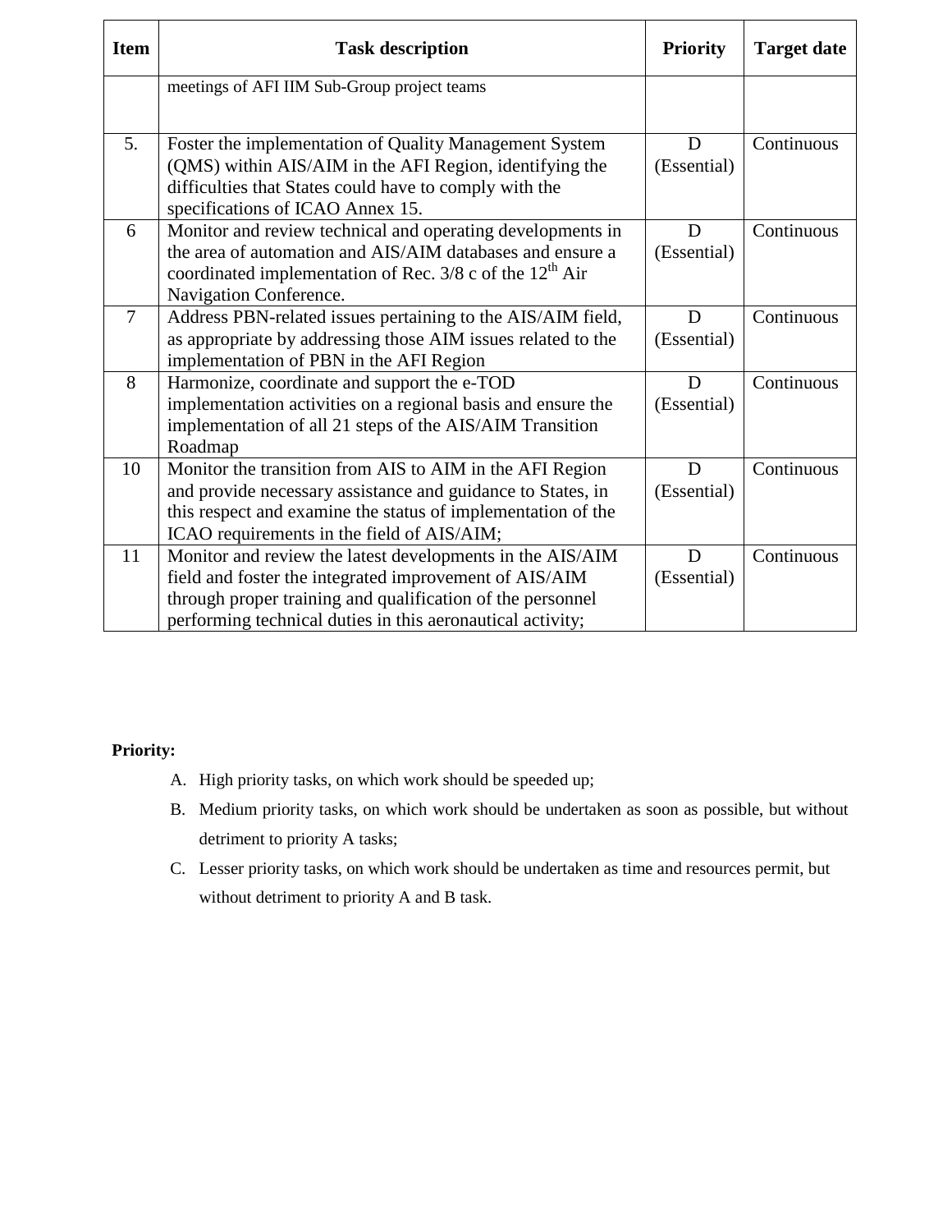| Item | Task description | Priority | Target date |
|---|---|---|---|
| | meetings of AFI IIM Sub-Group project teams | | |
| 5. | Foster the implementation of Quality Management System (QMS) within AIS/AIM in the AFI Region, identifying the difficulties that States could have to comply with the specifications of ICAO Annex 15. | D (Essential) | Continuous |
| 6 | Monitor and review technical and operating developments in the area of automation and AIS/AIM databases and ensure a coordinated implementation of Rec. 3/8 c of the 12th Air Navigation Conference. | D (Essential) | Continuous |
| 7 | Address PBN-related issues pertaining to the AIS/AIM field, as appropriate by addressing those AIM issues related to the implementation of PBN in the AFI Region | D (Essential) | Continuous |
| 8 | Harmonize, coordinate and support the e-TOD implementation activities on a regional basis and ensure the implementation of all 21 steps of the AIS/AIM Transition Roadmap | D (Essential) | Continuous |
| 10 | Monitor the transition from AIS to AIM in the AFI Region and provide necessary assistance and guidance to States, in this respect and examine the status of implementation of the ICAO requirements in the field of AIS/AIM; | D (Essential) | Continuous |
| 11 | Monitor and review the latest developments in the AIS/AIM field and foster the integrated improvement of AIS/AIM through proper training and qualification of the personnel performing technical duties in this aeronautical activity; | D (Essential) | Continuous |

**Priority:**

A. High priority tasks, on which work should be speeded up;

B. Medium priority tasks, on which work should be undertaken as soon as possible, but without detriment to priority A tasks;

C. Lesser priority tasks, on which work should be undertaken as time and resources permit, but without detriment to priority A and B task.